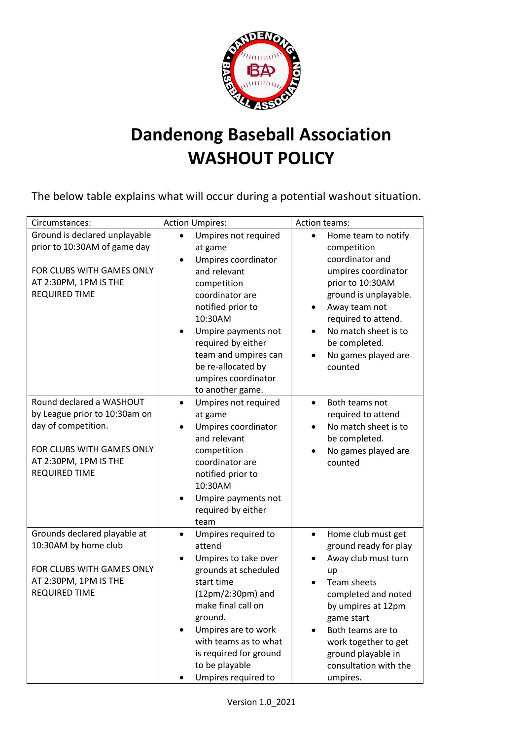# Dandenong Baseball Association
# WASHOUT POLICY

The below table explains what will occur during a potential washout situation.

| Circumstances: | Action Umpires: | Action teams: |
|---|---|---|
| Ground is declared unplayable prior to 10:30AM of game day<br><br>FOR CLUBS WITH GAMES ONLY AT 2:30PM, 1PM IS THE REQUIRED TIME | • Umpires not required at game<br>• Umpires coordinator and relevant competition coordinator are notified prior to 10:30AM<br>• Umpire payments not required by either team and umpires can be re-allocated by umpires coordinator to another game. | • Home team to notify competition coordinator and umpires coordinator prior to 10:30AM ground is unplayable.<br>• Away team not required to attend.<br>• No match sheet is to be completed.<br>• No games played are counted |
| Round declared a WASHOUT by League prior to 10:30am on day of competition.<br><br>FOR CLUBS WITH GAMES ONLY AT 2:30PM, 1PM IS THE REQUIRED TIME | • Umpires not required at game<br>• Umpires coordinator and relevant competition coordinator are notified prior to 10:30AM<br>• Umpire payments not required by either team | • Both teams not required to attend<br>• No match sheet is to be completed.<br>• No games played are counted |
| Grounds declared playable at 10:30AM by home club<br><br>FOR CLUBS WITH GAMES ONLY AT 2:30PM, 1PM IS THE REQUIRED TIME | • Umpires required to attend<br>• Umpires to take over grounds at scheduled start time (12pm/2:30pm) and make final call on ground.<br>• Umpires are to work with teams as to what is required for ground to be playable<br>• Umpires required to | • Home club must get ground ready for play<br>• Away club must turn up<br>• Team sheets completed and noted by umpires at 12pm game start<br>• Both teams are to work together to get ground playable in consultation with the umpires. |

Version 1.0_2021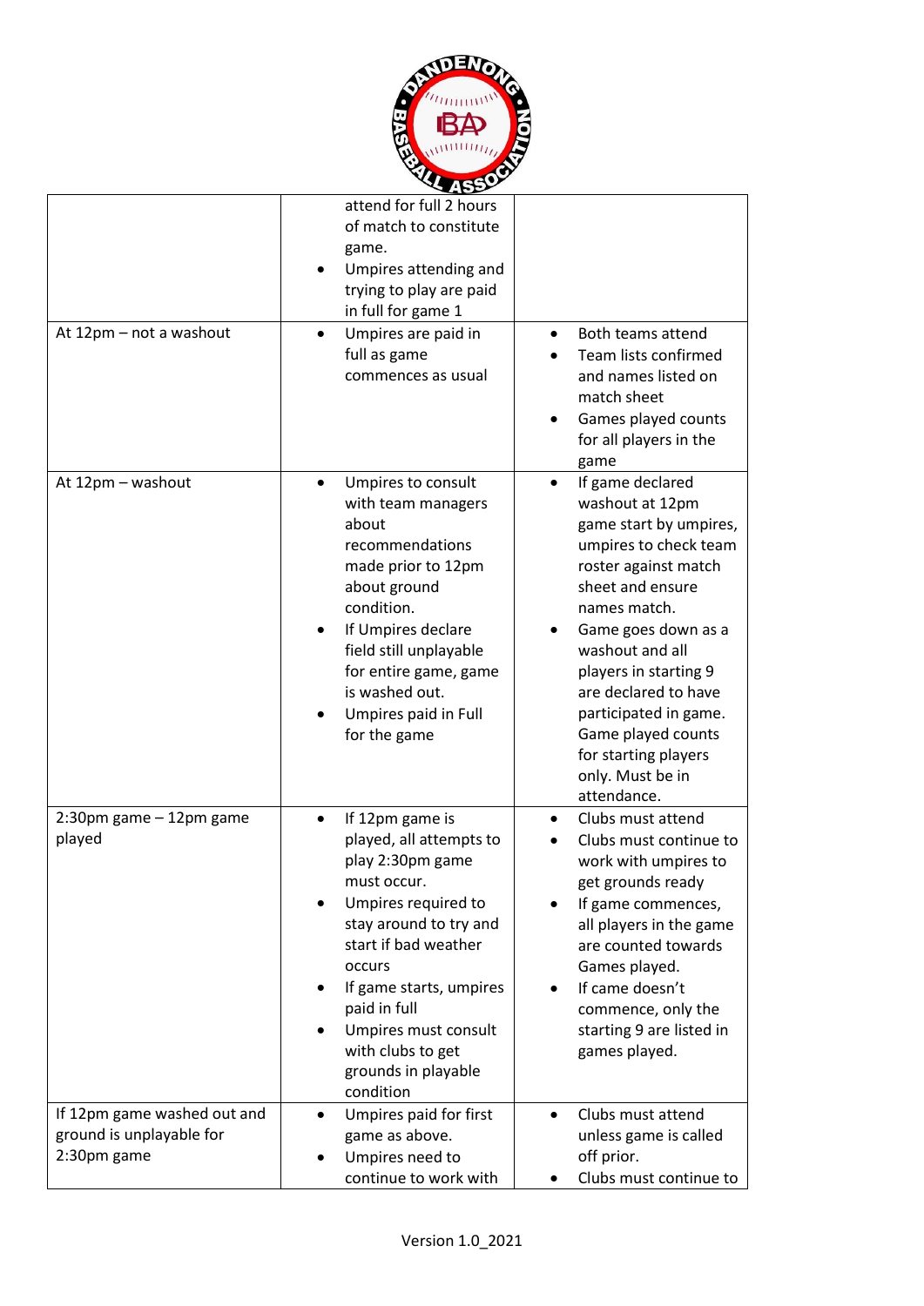| | | |
|---|---|---|
| | attend for full 2 hours of match to constitute game.<br>• Umpires attending and trying to play are paid in full for game 1 | |
| At 12pm – not a washout | • Umpires are paid in full as game commences as usual | • Both teams attend<br>• Team lists confirmed and names listed on match sheet<br>• Games played counts for all players in the game |
| At 12pm – washout | • Umpires to consult with team managers about recommendations made prior to 12pm about ground condition.<br>• If Umpires declare field still unplayable for entire game, game is washed out.<br>• Umpires paid in Full for the game | • If game declared washout at 12pm game start by umpires, umpires to check team roster against match sheet and ensure names match.<br>• Game goes down as a washout and all players in starting 9 are declared to have participated in game. Game played counts for starting players only. Must be in attendance. |
| 2:30pm game – 12pm game played | • If 12pm game is played, all attempts to play 2:30pm game must occur.<br>• Umpires required to stay around to try and start if bad weather occurs<br>• If game starts, umpires paid in full<br>• Umpires must consult with clubs to get grounds in playable condition | • Clubs must attend<br>• Clubs must continue to work with umpires to get grounds ready<br>• If game commences, all players in the game are counted towards Games played.<br>• If came doesn't commence, only the starting 9 are listed in games played. |
| If 12pm game washed out and ground is unplayable for 2:30pm game | • Umpires paid for first game as above.<br>• Umpires need to continue to work with | • Clubs must attend unless game is called off prior.<br>• Clubs must continue to |

Version 1.0_2021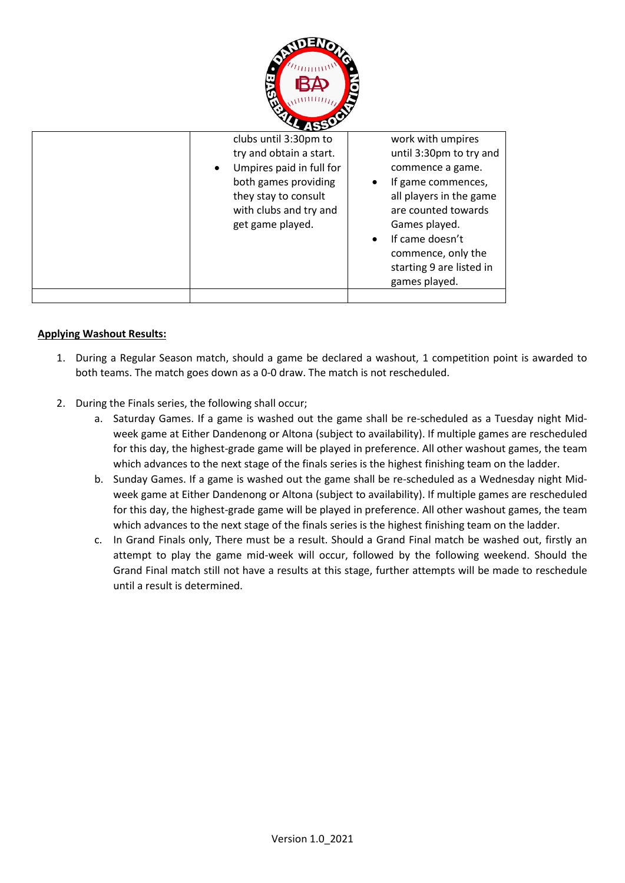| | | |
|---|---|---|
| | clubs until 3:30pm to try and obtain a start.<br>• Umpires paid in full for both games providing they stay to consult with clubs and try and get game played. | work with umpires until 3:30pm to try and commence a game.<br>• If game commences, all players in the game are counted towards Games played.<br>• If came doesn't commence, only the starting 9 are listed in games played. |
| | | |

**Applying Washout Results:**

1. During a Regular Season match, should a game be declared a washout, 1 competition point is awarded to both teams. The match goes down as a 0-0 draw. The match is not rescheduled.

2. During the Finals series, the following shall occur;
   a. Saturday Games. If a game is washed out the game shall be re-scheduled as a Tuesday night Mid-week game at Either Dandenong or Altona (subject to availability). If multiple games are rescheduled for this day, the highest-grade game will be played in preference. All other washout games, the team which advances to the next stage of the finals series is the highest finishing team on the ladder.
   b. Sunday Games. If a game is washed out the game shall be re-scheduled as a Wednesday night Mid-week game at Either Dandenong or Altona (subject to availability). If multiple games are rescheduled for this day, the highest-grade game will be played in preference. All other washout games, the team which advances to the next stage of the finals series is the highest finishing team on the ladder.
   c. In Grand Finals only, There must be a result. Should a Grand Final match be washed out, firstly an attempt to play the game mid-week will occur, followed by the following weekend. Should the Grand Final match still not have a results at this stage, further attempts will be made to reschedule until a result is determined.